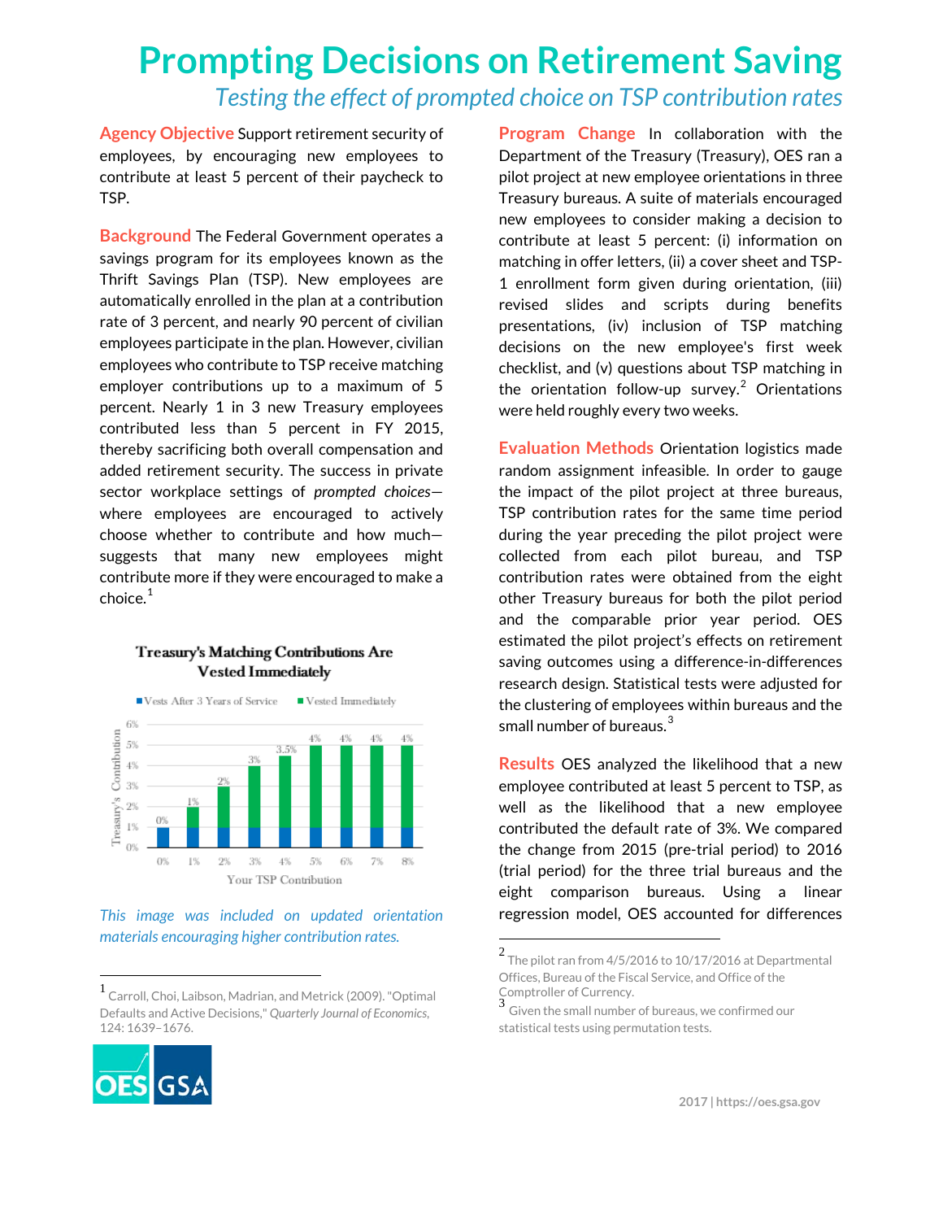# Prompting Decisions on Retirement Saving

*Testing the effect of prompted choice on TSP contribution rates*

**Agency Objective** Support retirement security of employees, by encouraging new employees to contribute at least 5 percent of their paycheck to TSP.

**Background** The Federal Government operates a savings program for its employees known as the Thrift Savings Plan (TSP). New employees are automatically enrolled in the plan at a contribution rate of 3 percent, and nearly 90 percent of civilian employees participate in the plan. However, civilian employees who contribute to TSP receive matching employer contributions up to a maximum of 5 percent. Nearly 1 in 3 new Treasury employees contributed less than 5 percent in FY 2015, thereby sacrificing both overall compensation and added retirement security. The success in private sector workplace settings of *prompted choices*—where employees are encouraged to actively choose whether to contribute and how much—suggests that many new employees might contribute more if they were encouraged to make a choice.[1]

**Treasury's Matching Contributions Are Vested Immediately**

| Your TSP Contribution | 0% | 1% | 2% | 3% | 4% | 5% | 6% | 7% | 8% |
|---|---|---|---|---|---|---|---|---|---|
| Vests After 3 Years of Service | 1% | 1% | 1% | 1% | 1% | 1% | 1% | 1% | 1% |
| Vested Immediately | 0% | 1% | 2% | 3% | 3.5% | 4% | 4% | 4% | 4% |

*This image was included on updated orientation materials encouraging higher contribution rates.*

**Program Change** In collaboration with the Department of the Treasury (Treasury), OES ran a pilot project at new employee orientations in three Treasury bureaus. A suite of materials encouraged new employees to consider making a decision to contribute at least 5 percent: (i) information on matching in offer letters, (ii) a cover sheet and TSP-1 enrollment form given during orientation, (iii) revised slides and scripts during benefits presentations, (iv) inclusion of TSP matching decisions on the new employee's first week checklist, and (v) questions about TSP matching in the orientation follow-up survey.[2] Orientations were held roughly every two weeks.

**Evaluation Methods** Orientation logistics made random assignment infeasible. In order to gauge the impact of the pilot project at three bureaus, TSP contribution rates for the same time period during the year preceding the pilot project were collected from each pilot bureau, and TSP contribution rates were obtained from the eight other Treasury bureaus for both the pilot period and the comparable prior year period. OES estimated the pilot project's effects on retirement saving outcomes using a difference-in-differences research design. Statistical tests were adjusted for the clustering of employees within bureaus and the small number of bureaus.[3]

**Results** OES analyzed the likelihood that a new employee contributed at least 5 percent to TSP, as well as the likelihood that a new employee contributed the default rate of 3%. We compared the change from 2015 (pre-trial period) to 2016 (trial period) for the three trial bureaus and the eight comparison bureaus. Using a linear regression model, OES accounted for differences

---

[1] Carroll, Choi, Laibson, Madrian, and Metrick (2009). "Optimal Defaults and Active Decisions," *Quarterly Journal of Economics*, 124: 1639–1676.

[2] The pilot ran from 4/5/2016 to 10/17/2016 at Departmental Offices, Bureau of the Fiscal Service, and Office of the Comptroller of Currency.

[3] Given the small number of bureaus, we confirmed our statistical tests using permutation tests.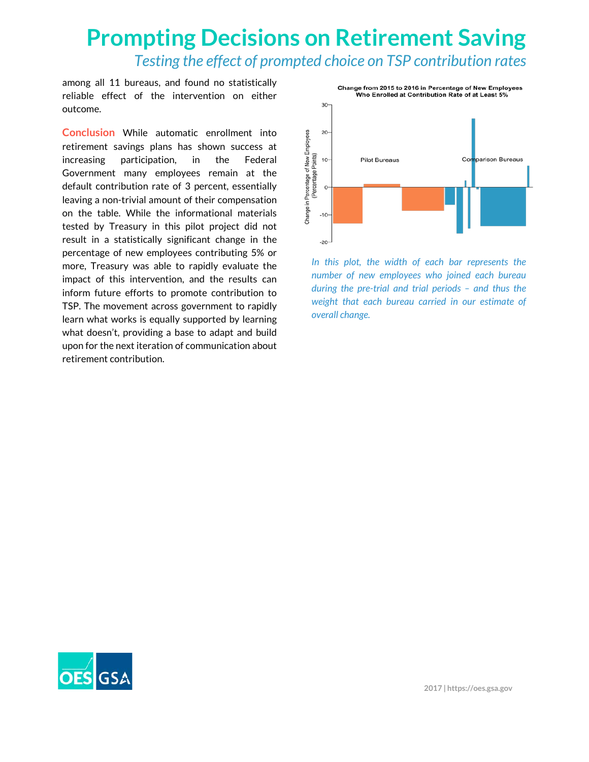# Prompting Decisions on Retirement Saving

*Testing the effect of prompted choice on TSP contribution rates*

among all 11 bureaus, and found no statistically reliable effect of the intervention on either outcome.

**Conclusion** While automatic enrollment into retirement savings plans has shown success at increasing participation, in the Federal Government many employees remain at the default contribution rate of 3 percent, essentially leaving a non-trivial amount of their compensation on the table. While the informational materials tested by Treasury in this pilot project did not result in a statistically significant change in the percentage of new employees contributing 5% or more, Treasury was able to rapidly evaluate the impact of this intervention, and the results can inform future efforts to promote contribution to TSP. The movement across government to rapidly learn what works is equally supported by learning what doesn't, providing a base to adapt and build upon for the next iteration of communication about retirement contribution.

Change from 2015 to 2016 in Percentage of New Employees Who Enrolled at Contribution Rate of at Least 5%

Change in Percentage of New Employees (Percentage Points)

30
20
10
0
-10
-20

Pilot Bureaus

Comparison Bureaus

*In this plot, the width of each bar represents the number of new employees who joined each bureau during the pre-trial and trial periods – and thus the weight that each bureau carried in our estimate of overall change.*